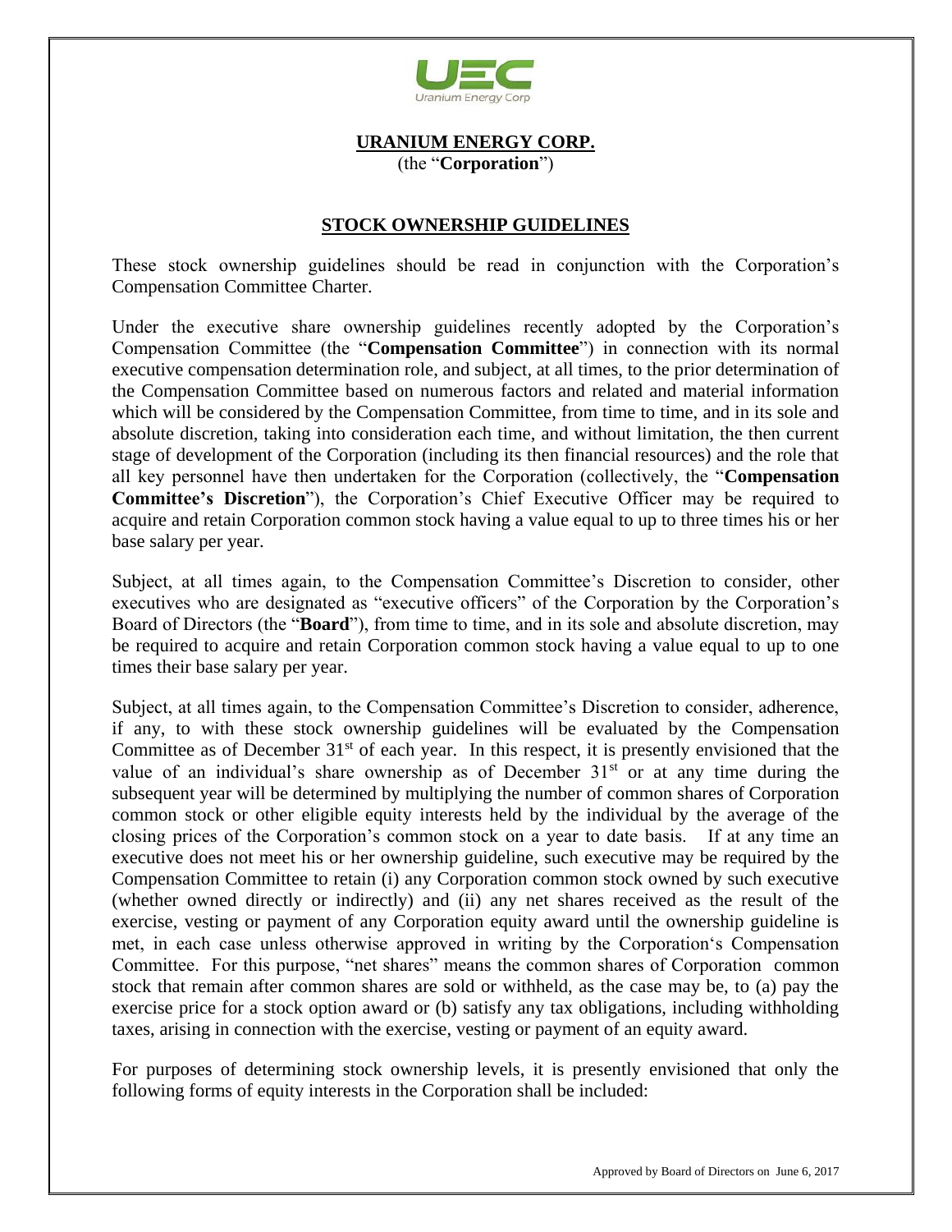**URANIUM ENERGY CORP.**
(the "**Corporation**")

**STOCK OWNERSHIP GUIDELINES**

These stock ownership guidelines should be read in conjunction with the Corporation's Compensation Committee Charter.

Under the executive share ownership guidelines recently adopted by the Corporation's Compensation Committee (the "**Compensation Committee**") in connection with its normal executive compensation determination role, and subject, at all times, to the prior determination of the Compensation Committee based on numerous factors and related and material information which will be considered by the Compensation Committee, from time to time, and in its sole and absolute discretion, taking into consideration each time, and without limitation, the then current stage of development of the Corporation (including its then financial resources) and the role that all key personnel have then undertaken for the Corporation (collectively, the "**Compensation Committee's Discretion**"), the Corporation's Chief Executive Officer may be required to acquire and retain Corporation common stock having a value equal to up to three times his or her base salary per year.

Subject, at all times again, to the Compensation Committee's Discretion to consider, other executives who are designated as "executive officers" of the Corporation by the Corporation's Board of Directors (the "**Board**"), from time to time, and in its sole and absolute discretion, may be required to acquire and retain Corporation common stock having a value equal to up to one times their base salary per year.

Subject, at all times again, to the Compensation Committee's Discretion to consider, adherence, if any, to with these stock ownership guidelines will be evaluated by the Compensation Committee as of December 31st of each year. In this respect, it is presently envisioned that the value of an individual's share ownership as of December 31st or at any time during the subsequent year will be determined by multiplying the number of common shares of Corporation common stock or other eligible equity interests held by the individual by the average of the closing prices of the Corporation's common stock on a year to date basis. If at any time an executive does not meet his or her ownership guideline, such executive may be required by the Compensation Committee to retain (i) any Corporation common stock owned by such executive (whether owned directly or indirectly) and (ii) any net shares received as the result of the exercise, vesting or payment of any Corporation equity award until the ownership guideline is met, in each case unless otherwise approved in writing by the Corporation's Compensation Committee. For this purpose, "net shares" means the common shares of Corporation common stock that remain after common shares are sold or withheld, as the case may be, to (a) pay the exercise price for a stock option award or (b) satisfy any tax obligations, including withholding taxes, arising in connection with the exercise, vesting or payment of an equity award.

For purposes of determining stock ownership levels, it is presently envisioned that only the following forms of equity interests in the Corporation shall be included:

Approved by Board of Directors on June 6, 2017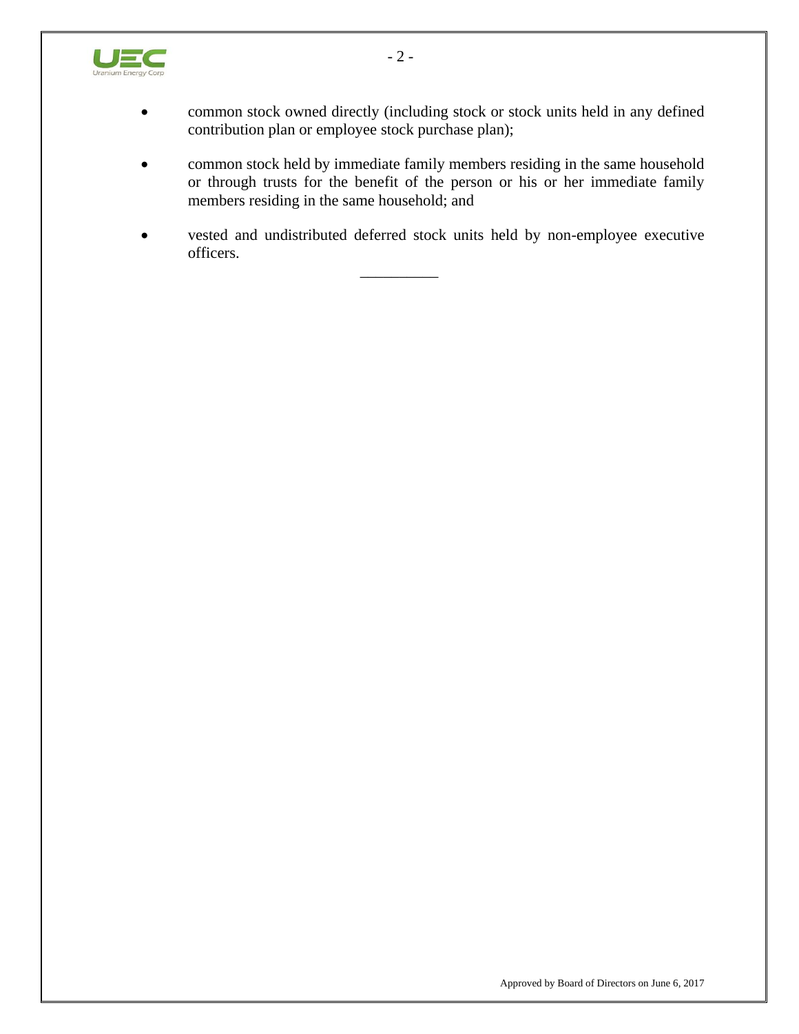- common stock owned directly (including stock or stock units held in any defined contribution plan or employee stock purchase plan);
- common stock held by immediate family members residing in the same household or through trusts for the benefit of the person or his or her immediate family members residing in the same household; and
- vested and undistributed deferred stock units held by non-employee executive officers.

__________

Approved by Board of Directors on June 6, 2017